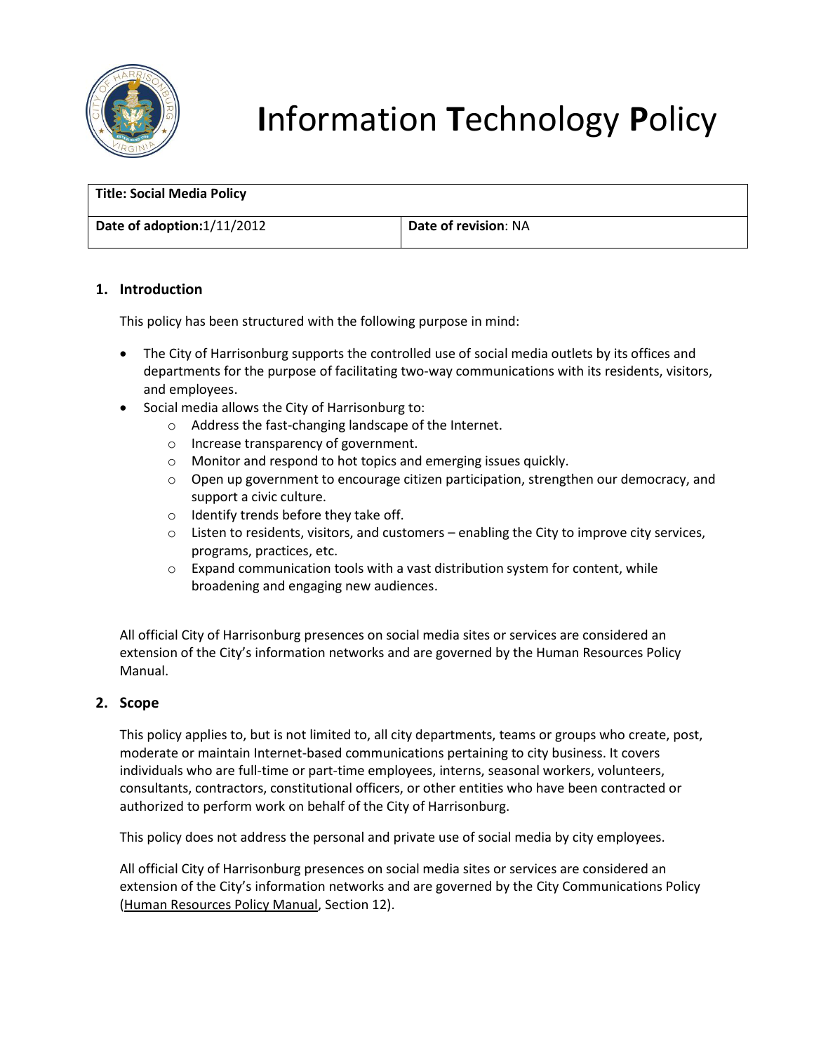# **I**nformation **T**echnology **P**olicy

| **Title: Social Media Policy** | |
| --- | --- |
| **Date of adoption:** 1/11/2012 | **Date of revision**: NA |

## 1. Introduction

This policy has been structured with the following purpose in mind:

- The City of Harrisonburg supports the controlled use of social media outlets by its offices and departments for the purpose of facilitating two-way communications with its residents, visitors, and employees.
- Social media allows the City of Harrisonburg to:
  - Address the fast-changing landscape of the Internet.
  - Increase transparency of government.
  - Monitor and respond to hot topics and emerging issues quickly.
  - Open up government to encourage citizen participation, strengthen our democracy, and support a civic culture.
  - Identify trends before they take off.
  - Listen to residents, visitors, and customers – enabling the City to improve city services, programs, practices, etc.
  - Expand communication tools with a vast distribution system for content, while broadening and engaging new audiences.

All official City of Harrisonburg presences on social media sites or services are considered an extension of the City's information networks and are governed by the Human Resources Policy Manual.

## 2. Scope

This policy applies to, but is not limited to, all city departments, teams or groups who create, post, moderate or maintain Internet-based communications pertaining to city business. It covers individuals who are full-time or part-time employees, interns, seasonal workers, volunteers, consultants, contractors, constitutional officers, or other entities who have been contracted or authorized to perform work on behalf of the City of Harrisonburg.

This policy does not address the personal and private use of social media by city employees.

All official City of Harrisonburg presences on social media sites or services are considered an extension of the City's information networks and are governed by the City Communications Policy (Human Resources Policy Manual, Section 12).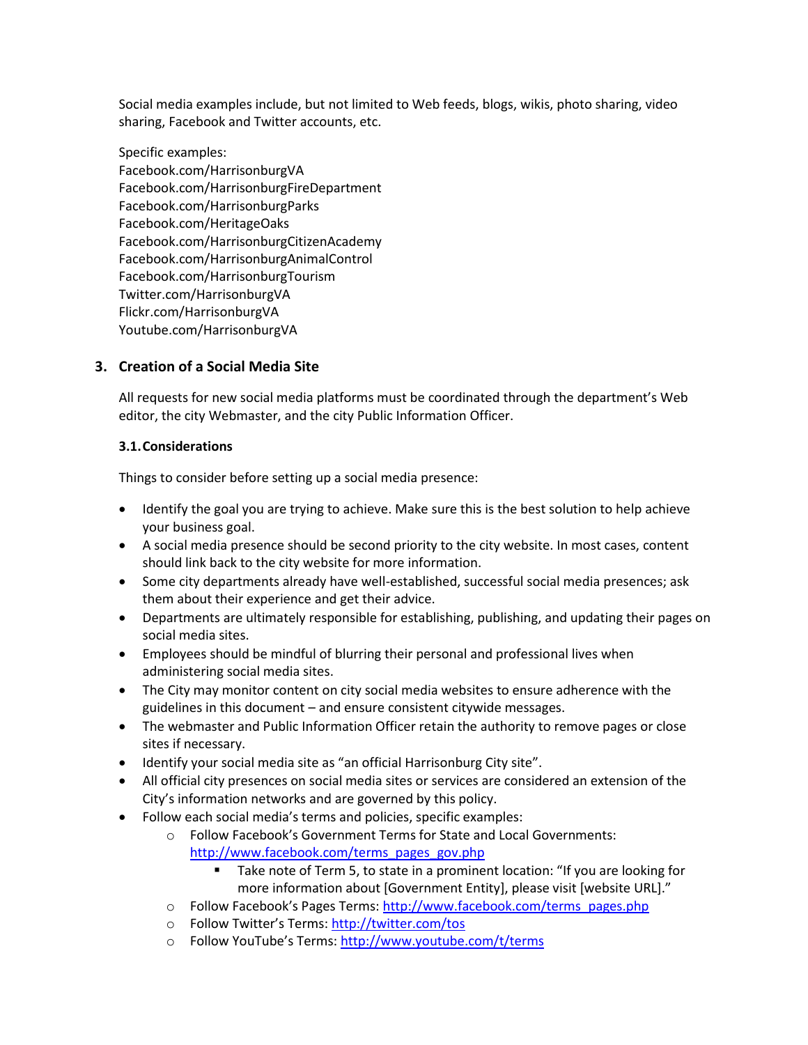Social media examples include, but not limited to Web feeds, blogs, wikis, photo sharing, video sharing, Facebook and Twitter accounts, etc.

Specific examples:
Facebook.com/HarrisonburgVA
Facebook.com/HarrisonburgFireDepartment
Facebook.com/HarrisonburgParks
Facebook.com/HeritageOaks
Facebook.com/HarrisonburgCitizenAcademy
Facebook.com/HarrisonburgAnimalControl
Facebook.com/HarrisonburgTourism
Twitter.com/HarrisonburgVA
Flickr.com/HarrisonburgVA
Youtube.com/HarrisonburgVA

## 3. Creation of a Social Media Site

All requests for new social media platforms must be coordinated through the department's Web editor, the city Webmaster, and the city Public Information Officer.

### 3.1. Considerations

Things to consider before setting up a social media presence:

- Identify the goal you are trying to achieve. Make sure this is the best solution to help achieve your business goal.
- A social media presence should be second priority to the city website. In most cases, content should link back to the city website for more information.
- Some city departments already have well-established, successful social media presences; ask them about their experience and get their advice.
- Departments are ultimately responsible for establishing, publishing, and updating their pages on social media sites.
- Employees should be mindful of blurring their personal and professional lives when administering social media sites.
- The City may monitor content on city social media websites to ensure adherence with the guidelines in this document – and ensure consistent citywide messages.
- The webmaster and Public Information Officer retain the authority to remove pages or close sites if necessary.
- Identify your social media site as "an official Harrisonburg City site".
- All official city presences on social media sites or services are considered an extension of the City's information networks and are governed by this policy.
- Follow each social media's terms and policies, specific examples:
  - Follow Facebook's Government Terms for State and Local Governments: http://www.facebook.com/terms_pages_gov.php
    - Take note of Term 5, to state in a prominent location: "If you are looking for more information about [Government Entity], please visit [website URL]."
  - Follow Facebook's Pages Terms: http://www.facebook.com/terms_pages.php
  - Follow Twitter's Terms: http://twitter.com/tos
  - Follow YouTube's Terms: http://www.youtube.com/t/terms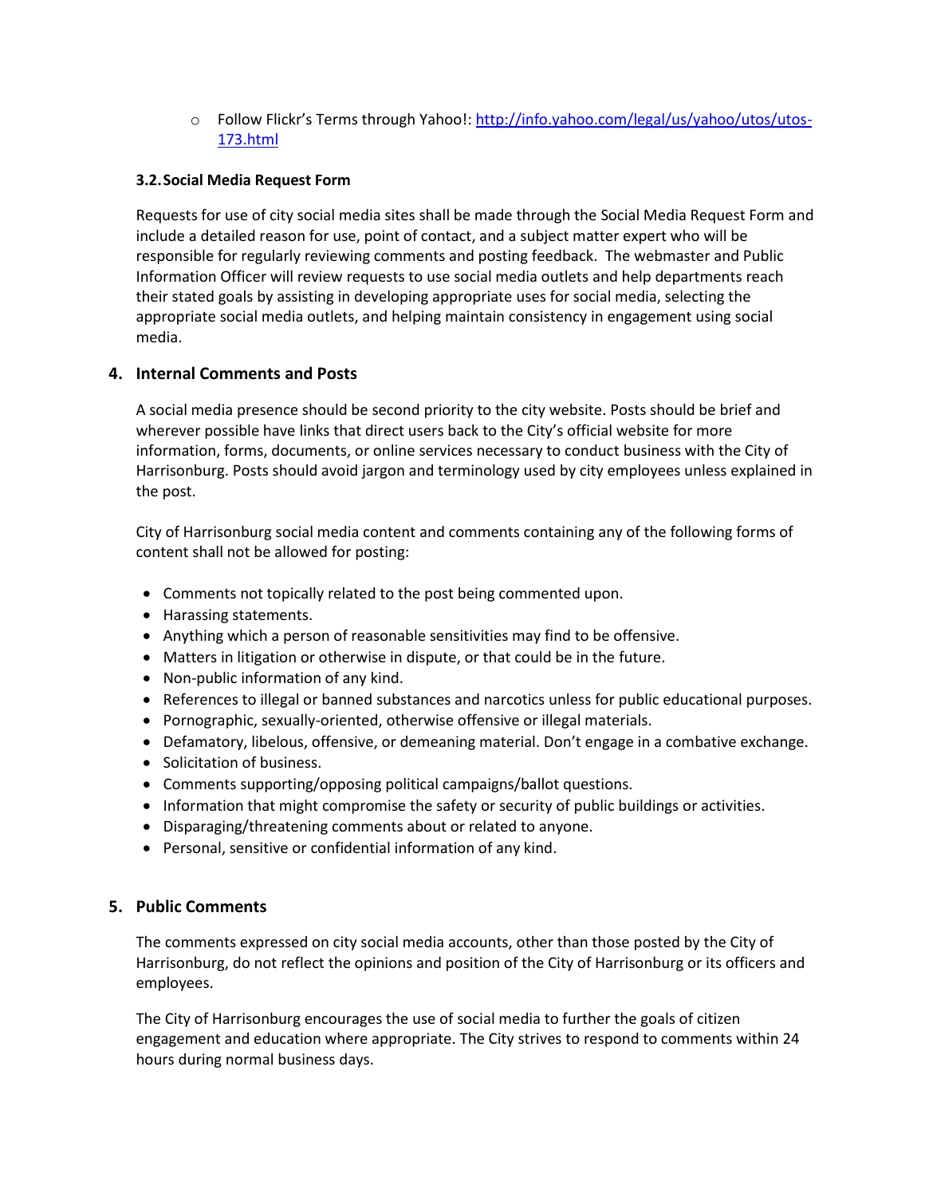- Follow Flickr's Terms through Yahoo!: [http://info.yahoo.com/legal/us/yahoo/utos/utos-173.html](http://info.yahoo.com/legal/us/yahoo/utos/utos-173.html)

### 3.2. Social Media Request Form

Requests for use of city social media sites shall be made through the Social Media Request Form and include a detailed reason for use, point of contact, and a subject matter expert who will be responsible for regularly reviewing comments and posting feedback. The webmaster and Public Information Officer will review requests to use social media outlets and help departments reach their stated goals by assisting in developing appropriate uses for social media, selecting the appropriate social media outlets, and helping maintain consistency in engagement using social media.

## 4. Internal Comments and Posts

A social media presence should be second priority to the city website. Posts should be brief and wherever possible have links that direct users back to the City's official website for more information, forms, documents, or online services necessary to conduct business with the City of Harrisonburg. Posts should avoid jargon and terminology used by city employees unless explained in the post.

City of Harrisonburg social media content and comments containing any of the following forms of content shall not be allowed for posting:

- Comments not topically related to the post being commented upon.
- Harassing statements.
- Anything which a person of reasonable sensitivities may find to be offensive.
- Matters in litigation or otherwise in dispute, or that could be in the future.
- Non-public information of any kind.
- References to illegal or banned substances and narcotics unless for public educational purposes.
- Pornographic, sexually-oriented, otherwise offensive or illegal materials.
- Defamatory, libelous, offensive, or demeaning material. Don't engage in a combative exchange.
- Solicitation of business.
- Comments supporting/opposing political campaigns/ballot questions.
- Information that might compromise the safety or security of public buildings or activities.
- Disparaging/threatening comments about or related to anyone.
- Personal, sensitive or confidential information of any kind.

## 5. Public Comments

The comments expressed on city social media accounts, other than those posted by the City of Harrisonburg, do not reflect the opinions and position of the City of Harrisonburg or its officers and employees.

The City of Harrisonburg encourages the use of social media to further the goals of citizen engagement and education where appropriate. The City strives to respond to comments within 24 hours during normal business days.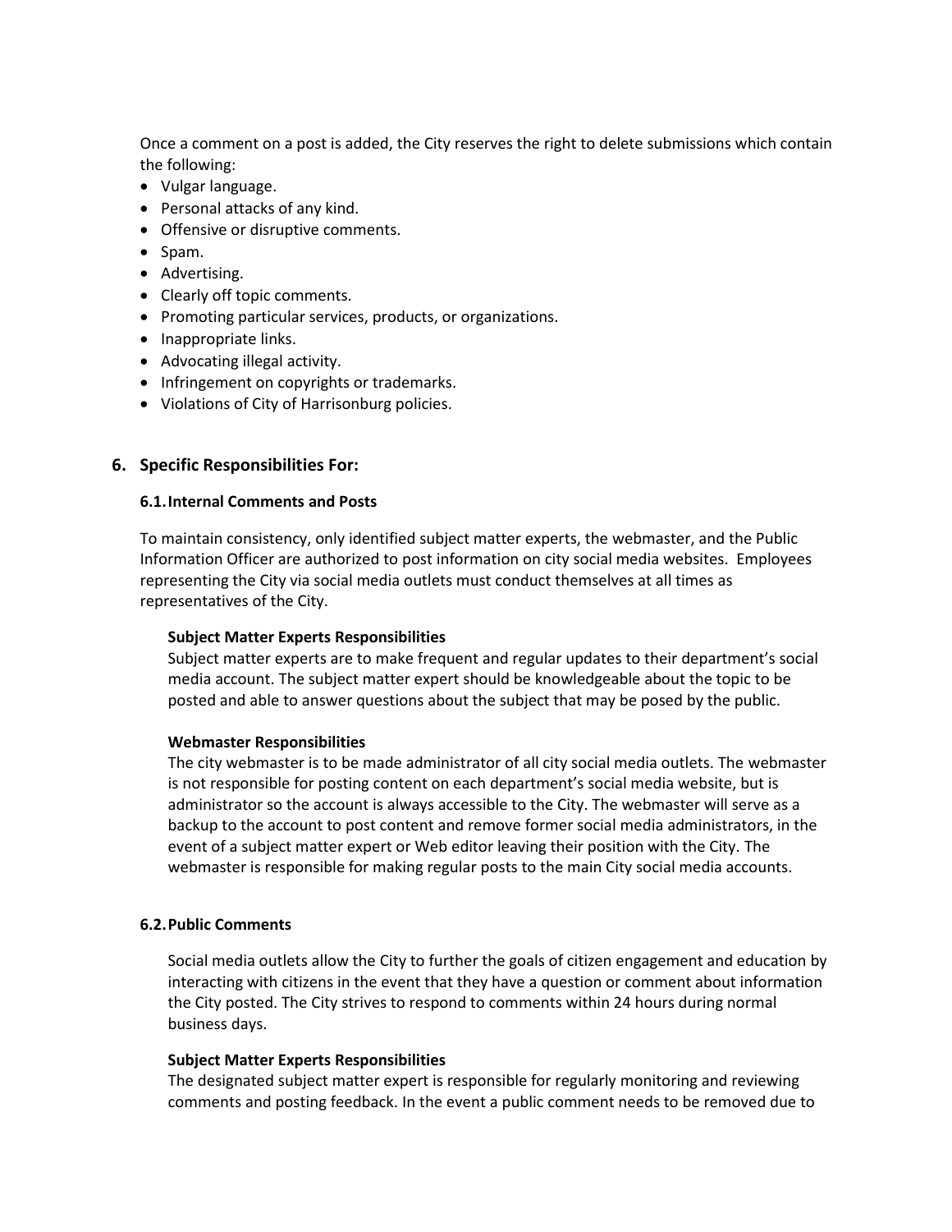Once a comment on a post is added, the City reserves the right to delete submissions which contain the following:

- Vulgar language.
- Personal attacks of any kind.
- Offensive or disruptive comments.
- Spam.
- Advertising.
- Clearly off topic comments.
- Promoting particular services, products, or organizations.
- Inappropriate links.
- Advocating illegal activity.
- Infringement on copyrights or trademarks.
- Violations of City of Harrisonburg policies.

## 6. Specific Responsibilities For:

### 6.1. Internal Comments and Posts

To maintain consistency, only identified subject matter experts, the webmaster, and the Public Information Officer are authorized to post information on city social media websites. Employees representing the City via social media outlets must conduct themselves at all times as representatives of the City.

**Subject Matter Experts Responsibilities**
Subject matter experts are to make frequent and regular updates to their department's social media account. The subject matter expert should be knowledgeable about the topic to be posted and able to answer questions about the subject that may be posed by the public.

**Webmaster Responsibilities**
The city webmaster is to be made administrator of all city social media outlets. The webmaster is not responsible for posting content on each department's social media website, but is administrator so the account is always accessible to the City. The webmaster will serve as a backup to the account to post content and remove former social media administrators, in the event of a subject matter expert or Web editor leaving their position with the City. The webmaster is responsible for making regular posts to the main City social media accounts.

### 6.2. Public Comments

Social media outlets allow the City to further the goals of citizen engagement and education by interacting with citizens in the event that they have a question or comment about information the City posted. The City strives to respond to comments within 24 hours during normal business days.

**Subject Matter Experts Responsibilities**
The designated subject matter expert is responsible for regularly monitoring and reviewing comments and posting feedback. In the event a public comment needs to be removed due to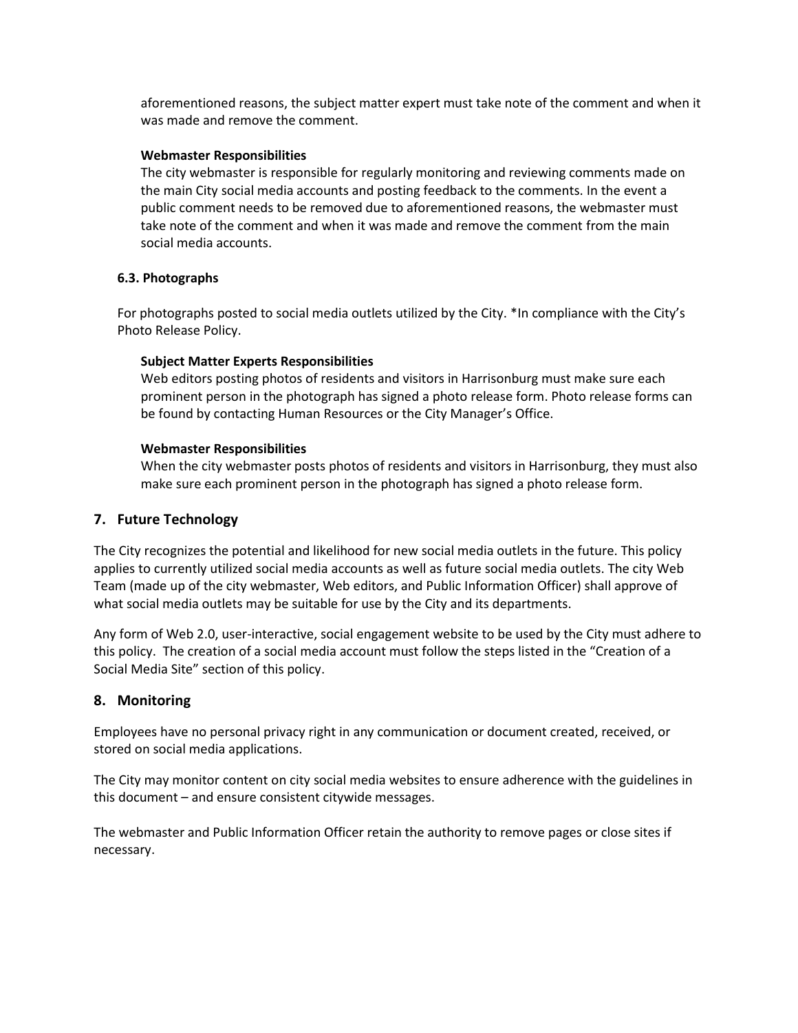aforementioned reasons, the subject matter expert must take note of the comment and when it was made and remove the comment.

**Webmaster Responsibilities**
The city webmaster is responsible for regularly monitoring and reviewing comments made on the main City social media accounts and posting feedback to the comments. In the event a public comment needs to be removed due to aforementioned reasons, the webmaster must take note of the comment and when it was made and remove the comment from the main social media accounts.

### 6.3. Photographs

For photographs posted to social media outlets utilized by the City. *In compliance with the City's Photo Release Policy.

**Subject Matter Experts Responsibilities**
Web editors posting photos of residents and visitors in Harrisonburg must make sure each prominent person in the photograph has signed a photo release form. Photo release forms can be found by contacting Human Resources or the City Manager's Office.

**Webmaster Responsibilities**
When the city webmaster posts photos of residents and visitors in Harrisonburg, they must also make sure each prominent person in the photograph has signed a photo release form.

## 7. Future Technology

The City recognizes the potential and likelihood for new social media outlets in the future. This policy applies to currently utilized social media accounts as well as future social media outlets. The city Web Team (made up of the city webmaster, Web editors, and Public Information Officer) shall approve of what social media outlets may be suitable for use by the City and its departments.

Any form of Web 2.0, user-interactive, social engagement website to be used by the City must adhere to this policy. The creation of a social media account must follow the steps listed in the "Creation of a Social Media Site" section of this policy.

## 8. Monitoring

Employees have no personal privacy right in any communication or document created, received, or stored on social media applications.

The City may monitor content on city social media websites to ensure adherence with the guidelines in this document – and ensure consistent citywide messages.

The webmaster and Public Information Officer retain the authority to remove pages or close sites if necessary.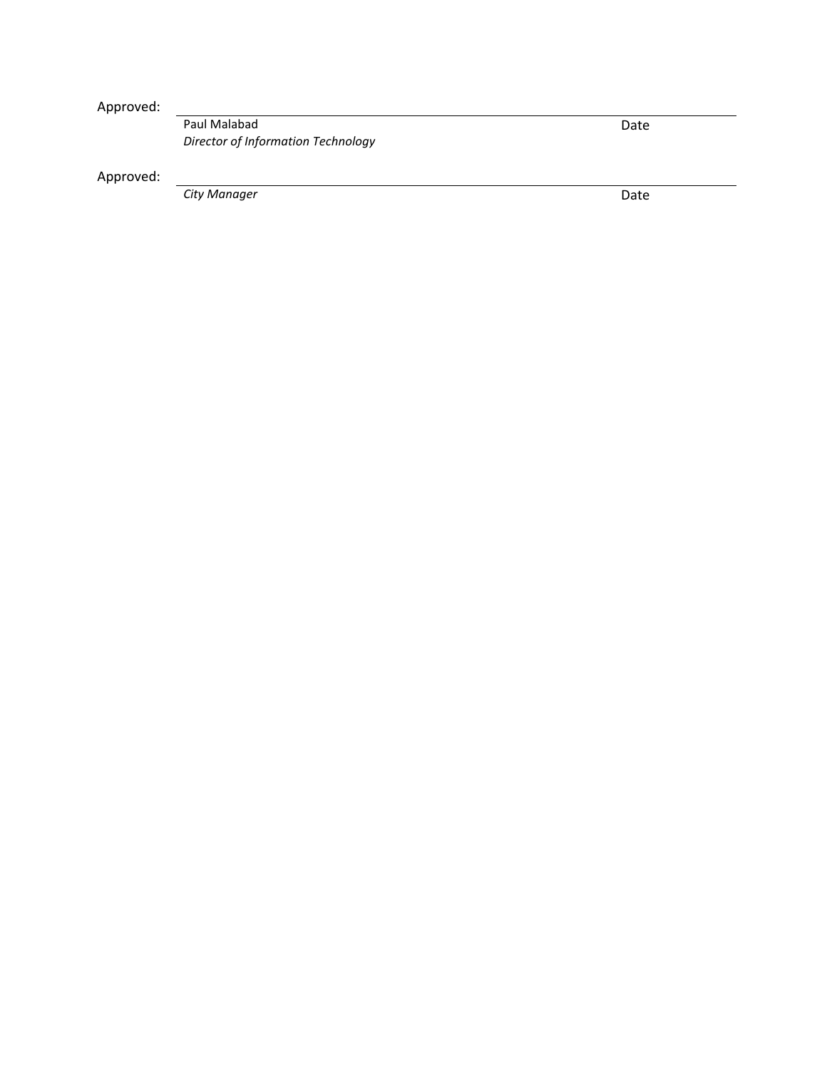Approved: ______________________________________________________________

Paul Malabad
*Director of Information Technology*
Date

Approved: ______________________________________________________________

*City Manager*
Date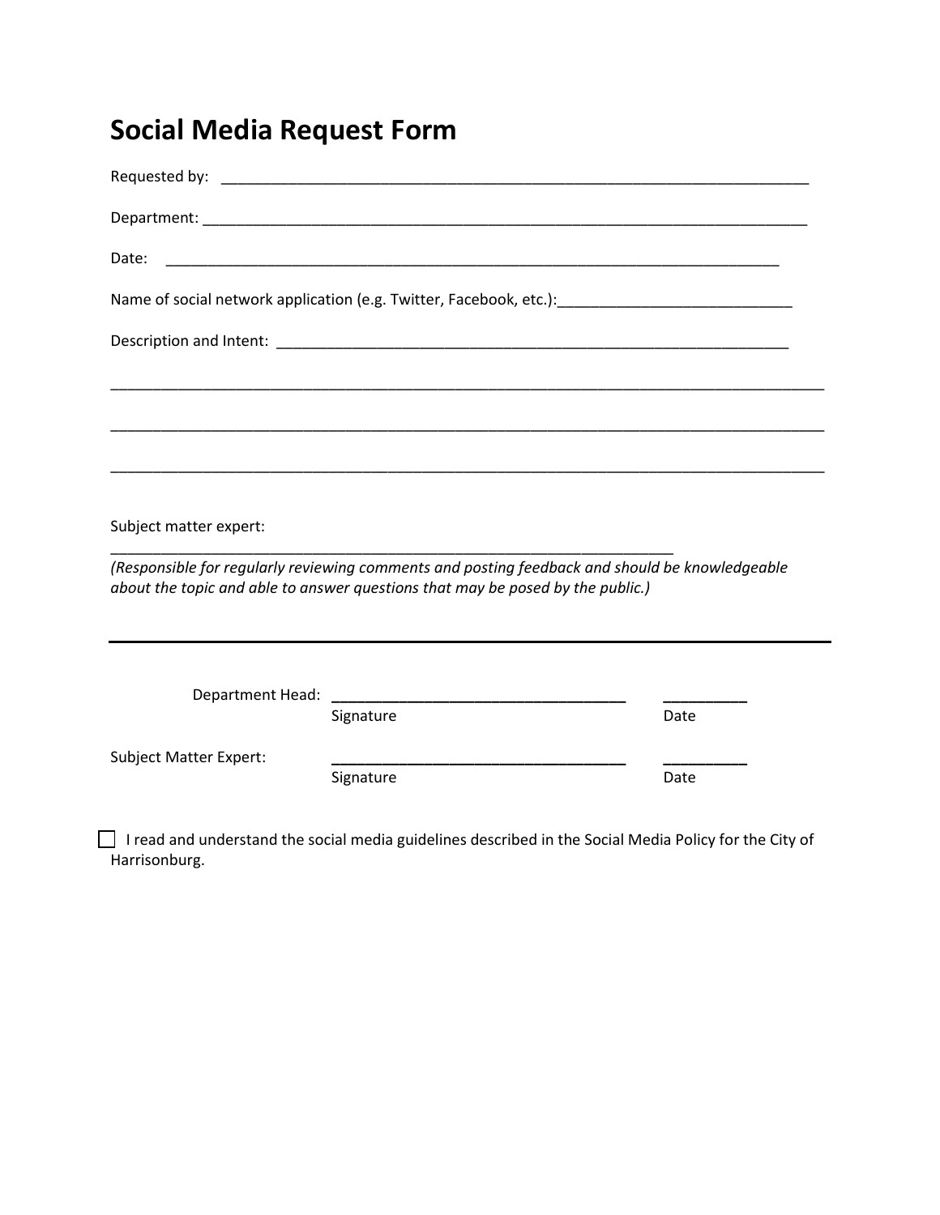# Social Media Request Form

Requested by: ___________________________________________________________________________

Department: _____________________________________________________________________________

Date: ______________________________________________________________________________

Name of social network application (e.g. Twitter, Facebook, etc.):_____________________________

Description and Intent: _________________________________________________________________

__________________________________________________________________________________________

__________________________________________________________________________________________

__________________________________________________________________________________________

Subject matter expert:

________________________________________________________________________

*(Responsible for regularly reviewing comments and posting feedback and should be knowledgeable about the topic and able to answer questions that may be posed by the public.)*

---

Department Head: ____________________________________ __________

Signature Date

Subject Matter Expert: ____________________________________ __________

Signature Date

☐ I read and understand the social media guidelines described in the Social Media Policy for the City of Harrisonburg.